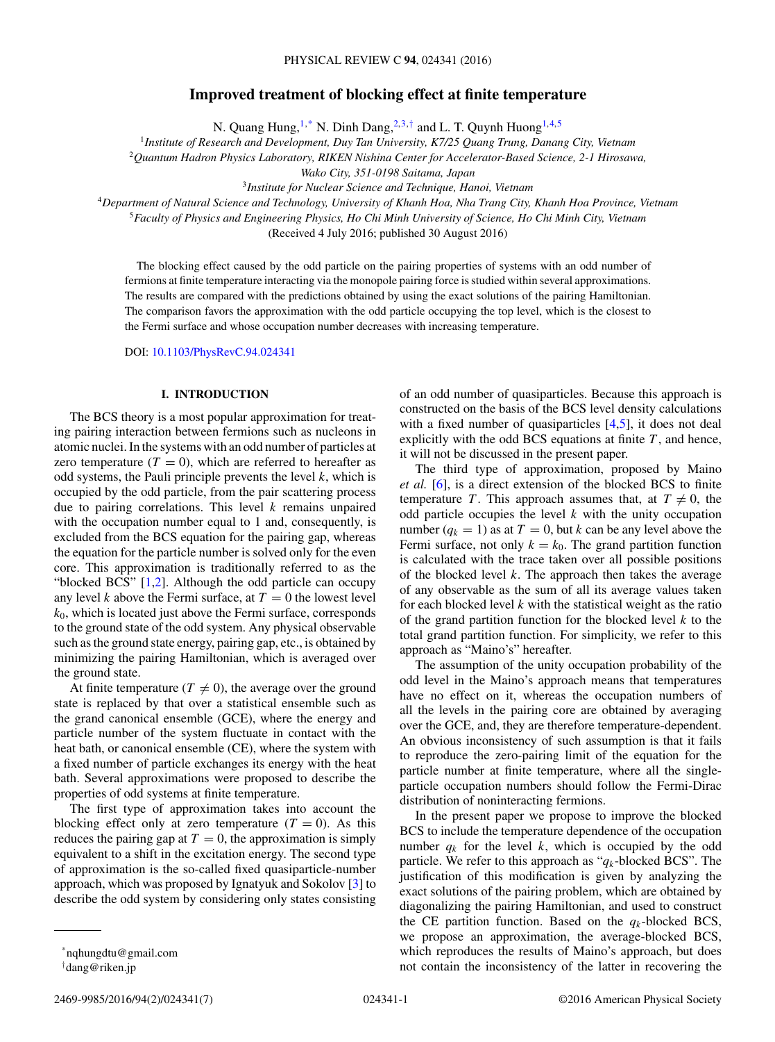# Improved treatment of blocking effect at finite temperature

N. Quang Hung,[1,*] N. Dinh Dang,[2,3,†] and L. T. Quynh Huong[1,4,5]

[1] *Institute of Research and Development, Duy Tan University, K7/25 Quang Trung, Danang City, Vietnam*
[2] *Quantum Hadron Physics Laboratory, RIKEN Nishina Center for Accelerator-Based Science, 2-1 Hirosawa, Wako City, 351-0198 Saitama, Japan*
[3] *Institute for Nuclear Science and Technique, Hanoi, Vietnam*
[4] *Department of Natural Science and Technology, University of Khanh Hoa, Nha Trang City, Khanh Hoa Province, Vietnam*
[5] *Faculty of Physics and Engineering Physics, Ho Chi Minh University of Science, Ho Chi Minh City, Vietnam*

(Received 4 July 2016; published 30 August 2016)

The blocking effect caused by the odd particle on the pairing properties of systems with an odd number of fermions at finite temperature interacting via the monopole pairing force is studied within several approximations. The results are compared with the predictions obtained by using the exact solutions of the pairing Hamiltonian. The comparison favors the approximation with the odd particle occupying the top level, which is the closest to the Fermi surface and whose occupation number decreases with increasing temperature.

DOI: 10.1103/PhysRevC.94.024341

## I. INTRODUCTION

The BCS theory is a most popular approximation for treating pairing interaction between fermions such as nucleons in atomic nuclei. In the systems with an odd number of particles at zero temperature ($T = 0$), which are referred to hereafter as odd systems, the Pauli principle prevents the level $k$, which is occupied by the odd particle, from the pair scattering process due to pairing correlations. This level $k$ remains unpaired with the occupation number equal to 1 and, consequently, is excluded from the BCS equation for the pairing gap, whereas the equation for the particle number is solved only for the even core. This approximation is traditionally referred to as the "blocked BCS" [1,2]. Although the odd particle can occupy any level $k$ above the Fermi surface, at $T = 0$ the lowest level $k_0$, which is located just above the Fermi surface, corresponds to the ground state of the odd system. Any physical observable such as the ground state energy, pairing gap, etc., is obtained by minimizing the pairing Hamiltonian, which is averaged over the ground state.

At finite temperature ($T \neq 0$), the average over the ground state is replaced by that over a statistical ensemble such as the grand canonical ensemble (GCE), where the energy and particle number of the system fluctuate in contact with the heat bath, or canonical ensemble (CE), where the system with a fixed number of particle exchanges its energy with the heat bath. Several approximations were proposed to describe the properties of odd systems at finite temperature.

The first type of approximation takes into account the blocking effect only at zero temperature ($T = 0$). As this reduces the pairing gap at $T = 0$, the approximation is simply equivalent to a shift in the excitation energy. The second type of approximation is the so-called fixed quasiparticle-number approach, which was proposed by Ignatyuk and Sokolov [3] to describe the odd system by considering only states consisting of an odd number of quasiparticles. Because this approach is constructed on the basis of the BCS level density calculations with a fixed number of quasiparticles [4,5], it does not deal explicitly with the odd BCS equations at finite $T$, and hence, it will not be discussed in the present paper.

The third type of approximation, proposed by Maino *et al.* [6], is a direct extension of the blocked BCS to finite temperature $T$. This approach assumes that, at $T \neq 0$, the odd particle occupies the level $k$ with the unity occupation number ($q_k = 1$) as at $T = 0$, but $k$ can be any level above the Fermi surface, not only $k = k_0$. The grand partition function is calculated with the trace taken over all possible positions of the blocked level $k$. The approach then takes the average of any observable as the sum of all its average values taken for each blocked level $k$ with the statistical weight as the ratio of the grand partition function for the blocked level $k$ to the total grand partition function. For simplicity, we refer to this approach as "Maino's" hereafter.

The assumption of the unity occupation probability of the odd level in the Maino's approach means that temperatures have no effect on it, whereas the occupation numbers of all the levels in the pairing core are obtained by averaging over the GCE, and, they are therefore temperature-dependent. An obvious inconsistency of such assumption is that it fails to reproduce the zero-pairing limit of the equation for the particle number at finite temperature, where all the single-particle occupation numbers should follow the Fermi-Dirac distribution of noninteracting fermions.

In the present paper we propose to improve the blocked BCS to include the temperature dependence of the occupation number $q_k$ for the level $k$, which is occupied by the odd particle. We refer to this approach as "$q_k$-blocked BCS". The justification of this modification is given by analyzing the exact solutions of the pairing problem, which are obtained by diagonalizing the pairing Hamiltonian, and used to construct the CE partition function. Based on the $q_k$-blocked BCS, we propose an approximation, the average-blocked BCS, which reproduces the results of Maino's approach, but does not contain the inconsistency of the latter in recovering the

*nqhungdtu@gmail.com
†dang@riken.jp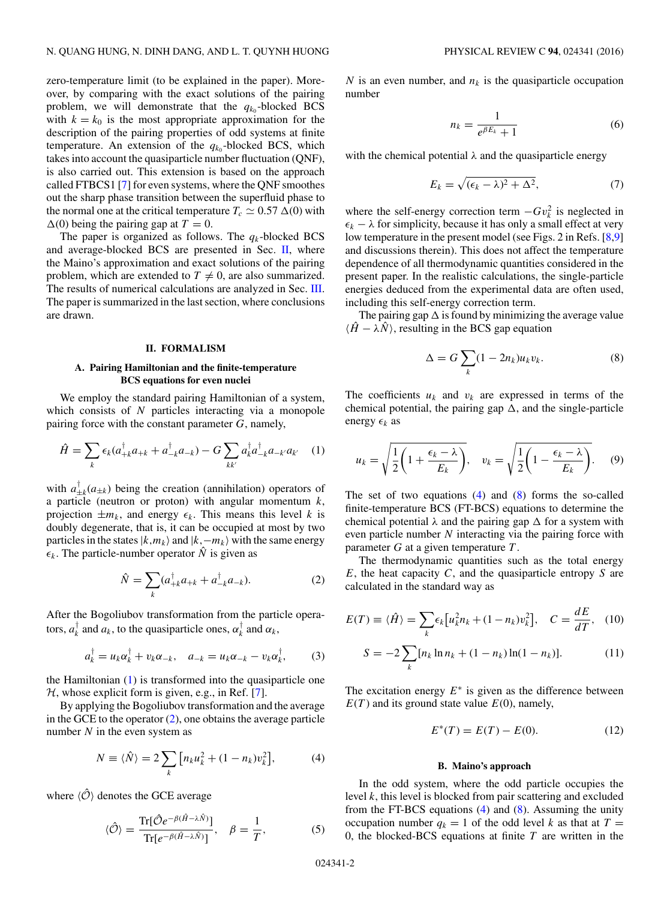zero-temperature limit (to be explained in the paper). Moreover, by comparing with the exact solutions of the pairing problem, we will demonstrate that the $q_{k_0}$-blocked BCS with $k = k_0$ is the most appropriate approximation for the description of the pairing properties of odd systems at finite temperature. An extension of the $q_{k_0}$-blocked BCS, which takes into account the quasiparticle number fluctuation (QNF), is also carried out. This extension is based on the approach called FTBCS1 [7] for even systems, where the QNF smoothes out the sharp phase transition between the superfluid phase to the normal one at the critical temperature $T_c \simeq 0.57\,\Delta(0)$ with $\Delta(0)$ being the pairing gap at $T = 0$.

The paper is organized as follows. The $q_k$-blocked BCS and average-blocked BCS are presented in Sec. II, where the Maino's approximation and exact solutions of the pairing problem, which are extended to $T \neq 0$, are also summarized. The results of numerical calculations are analyzed in Sec. III. The paper is summarized in the last section, where conclusions are drawn.

## II. FORMALISM

### A. Pairing Hamiltonian and the finite-temperature BCS equations for even nuclei

We employ the standard pairing Hamiltonian of a system, which consists of $N$ particles interacting via a monopole pairing force with the constant parameter $G$, namely,

$$\hat{H} = \sum_k \epsilon_k (a_{+k}^\dagger a_{+k} + a_{-k}^\dagger a_{-k}) - G \sum_{kk'} a_k^\dagger a_{-k}^\dagger a_{-k'} a_{k'} \quad (1)$$

with $a_{\pm k}^\dagger (a_{\pm k})$ being the creation (annihilation) operators of a particle (neutron or proton) with angular momentum $k$, projection $\pm m_k$, and energy $\epsilon_k$. This means this level $k$ is doubly degenerate, that is, it can be occupied at most by two particles in the states $|k, m_k\rangle$ and $|k, -m_k\rangle$ with the same energy $\epsilon_k$. The particle-number operator $\hat{N}$ is given as

$$\hat{N} = \sum_k (a_{+k}^\dagger a_{+k} + a_{-k}^\dagger a_{-k}). \quad (2)$$

After the Bogoliubov transformation from the particle operators, $a_k^\dagger$ and $a_k$, to the quasiparticle ones, $\alpha_k^\dagger$ and $\alpha_k$,

$$a_k^\dagger = u_k \alpha_k^\dagger + v_k \alpha_{-k}, \quad a_{-k} = u_k \alpha_{-k} - v_k \alpha_k^\dagger, \quad (3)$$

the Hamiltonian (1) is transformed into the quasiparticle one $\mathcal{H}$, whose explicit form is given, e.g., in Ref. [7].

By applying the Bogoliubov transformation and the average in the GCE to the operator (2), one obtains the average particle number $N$ in the even system as

$$N \equiv \langle \hat{N} \rangle = 2 \sum_k \left[ n_k u_k^2 + (1 - n_k) v_k^2 \right], \quad (4)$$

where $\langle \hat{\mathcal{O}} \rangle$ denotes the GCE average

$$\langle \hat{\mathcal{O}} \rangle = \frac{\mathrm{Tr}[\hat{\mathcal{O}} e^{-\beta(\hat{H} - \lambda \hat{N})}]}{\mathrm{Tr}[e^{-\beta(\hat{H} - \lambda \hat{N})}]}, \quad \beta = \frac{1}{T}, \quad (5)$$

$N$ is an even number, and $n_k$ is the quasiparticle occupation number

$$n_k = \frac{1}{e^{\beta E_k} + 1} \quad (6)$$

with the chemical potential $\lambda$ and the quasiparticle energy

$$E_k = \sqrt{(\epsilon_k - \lambda)^2 + \Delta^2}, \quad (7)$$

where the self-energy correction term $-G v_k^2$ is neglected in $\epsilon_k - \lambda$ for simplicity, because it has only a small effect at very low temperature in the present model (see Figs. 2 in Refs. [8,9] and discussions therein). This does not affect the temperature dependence of all thermodynamic quantities considered in the present paper. In the realistic calculations, the single-particle energies deduced from the experimental data are often used, including this self-energy correction term.

The pairing gap $\Delta$ is found by minimizing the average value $\langle \hat{H} - \lambda \hat{N} \rangle$, resulting in the BCS gap equation

$$\Delta = G \sum_k (1 - 2n_k) u_k v_k. \quad (8)$$

The coefficients $u_k$ and $v_k$ are expressed in terms of the chemical potential, the pairing gap $\Delta$, and the single-particle energy $\epsilon_k$ as

$$u_k = \sqrt{\frac{1}{2}\left(1 + \frac{\epsilon_k - \lambda}{E_k}\right)}, \quad v_k = \sqrt{\frac{1}{2}\left(1 - \frac{\epsilon_k - \lambda}{E_k}\right)}. \quad (9)$$

The set of two equations (4) and (8) forms the so-called finite-temperature BCS (FT-BCS) equations to determine the chemical potential $\lambda$ and the pairing gap $\Delta$ for a system with even particle number $N$ interacting via the pairing force with parameter $G$ at a given temperature $T$.

The thermodynamic quantities such as the total energy $E$, the heat capacity $C$, and the quasiparticle entropy $S$ are calculated in the standard way as

$$E(T) \equiv \langle \hat{H} \rangle = \sum_k \epsilon_k \left[ u_k^2 n_k + (1 - n_k) v_k^2 \right], \quad C = \frac{dE}{dT}, \quad (10)$$

$$S = -2 \sum_k [n_k \ln n_k + (1 - n_k) \ln(1 - n_k)]. \quad (11)$$

The excitation energy $E^*$ is given as the difference between $E(T)$ and its ground state value $E(0)$, namely,

$$E^*(T) = E(T) - E(0). \quad (12)$$

### B. Maino's approach

In the odd system, where the odd particle occupies the level $k$, this level is blocked from pair scattering and excluded from the FT-BCS equations (4) and (8). Assuming the unity occupation number $q_k = 1$ of the odd level $k$ as that at $T = 0$, the blocked-BCS equations at finite $T$ are written in the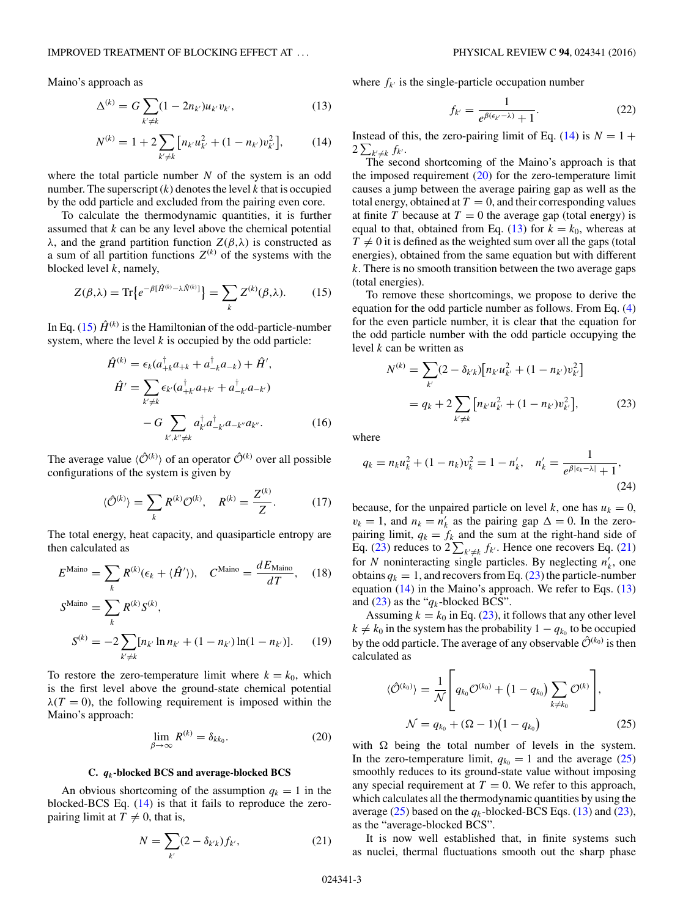Maino's approach as

$$\Delta^{(k)} = G\sum_{k'\neq k}(1-2n_{k'})u_{k'}v_{k'}, \tag{13}$$

$$N^{(k)} = 1 + 2\sum_{k'\neq k}\left[n_{k'}u_{k'}^2 + (1-n_{k'})v_{k'}^2\right], \tag{14}$$

where the total particle number $N$ of the system is an odd number. The superscript $(k)$ denotes the level $k$ that is occupied by the odd particle and excluded from the pairing even core.

To calculate the thermodynamic quantities, it is further assumed that $k$ can be any level above the chemical potential $\lambda$, and the grand partition function $Z(\beta,\lambda)$ is constructed as a sum of all partition functions $Z^{(k)}$ of the systems with the blocked level $k$, namely,

$$Z(\beta,\lambda) = \mathrm{Tr}\{e^{-\beta[\hat{H}^{(k)}-\lambda\hat{N}^{(k)}]}\} = \sum_k Z^{(k)}(\beta,\lambda). \tag{15}$$

In Eq. (15) $\hat{H}^{(k)}$ is the Hamiltonian of the odd-particle-number system, where the level $k$ is occupied by the odd particle:

$$\begin{aligned}\hat{H}^{(k)} &= \epsilon_k(a_{+k}^\dagger a_{+k} + a_{-k}^\dagger a_{-k}) + \hat{H}',\\ \hat{H}' &= \sum_{k'\neq k}\epsilon_{k'}(a_{+k'}^\dagger a_{+k'} + a_{-k'}^\dagger a_{-k'})\\ &\quad - G\sum_{k',k''\neq k} a_{k'}^\dagger a_{-k'}^\dagger a_{-k''}a_{k''}.\end{aligned} \tag{16}$$

The average value $\langle\hat{\mathcal{O}}^{(k)}\rangle$ of an operator $\hat{\mathcal{O}}^{(k)}$ over all possible configurations of the system is given by

$$\langle\hat{\mathcal{O}}^{(k)}\rangle = \sum_k R^{(k)}\mathcal{O}^{(k)}, \quad R^{(k)} = \frac{Z^{(k)}}{Z}. \tag{17}$$

The total energy, heat capacity, and quasiparticle entropy are then calculated as

$$E^{\mathrm{Maino}} = \sum_k R^{(k)}(\epsilon_k + \langle\hat{H}'\rangle), \quad C^{\mathrm{Maino}} = \frac{dE_{\mathrm{Maino}}}{dT}, \tag{18}$$

$$\begin{aligned}S^{\mathrm{Maino}} &= \sum_k R^{(k)}S^{(k)},\\ S^{(k)} &= -2\sum_{k'\neq k}[n_{k'}\ln n_{k'} + (1-n_{k'})\ln(1-n_{k'})].\end{aligned} \tag{19}$$

To restore the zero-temperature limit where $k = k_0$, which is the first level above the ground-state chemical potential $\lambda(T=0)$, the following requirement is imposed within the Maino's approach:

$$\lim_{\beta\to\infty} R^{(k)} = \delta_{kk_0}. \tag{20}$$

### C. $q_k$-blocked BCS and average-blocked BCS

An obvious shortcoming of the assumption $q_k = 1$ in the blocked-BCS Eq. (14) is that it fails to reproduce the zero-pairing limit at $T\neq 0$, that is,

$$N = \sum_{k'}(2-\delta_{k'k})f_{k'}, \tag{21}$$

where $f_{k'}$ is the single-particle occupation number

$$f_{k'} = \frac{1}{e^{\beta(\epsilon_{k'}-\lambda)}+1}. \tag{22}$$

Instead of this, the zero-pairing limit of Eq. (14) is $N = 1 + 2\sum_{k'\neq k} f_{k'}$.

The second shortcoming of the Maino's approach is that the imposed requirement (20) for the zero-temperature limit causes a jump between the average pairing gap as well as the total energy, obtained at $T=0$, and their corresponding values at finite $T$ because at $T=0$ the average gap (total energy) is equal to that, obtained from Eq. (13) for $k=k_0$, whereas at $T\neq 0$ it is defined as the weighted sum over all the gaps (total energies), obtained from the same equation but with different $k$. There is no smooth transition between the two average gaps (total energies).

To remove these shortcomings, we propose to derive the equation for the odd particle number as follows. From Eq. (4) for the even particle number, it is clear that the equation for the odd particle number with the odd particle occupying the level $k$ can be written as

$$\begin{aligned}N^{(k)} &= \sum_{k'}(2-\delta_{k'k})\left[n_{k'}u_{k'}^2 + (1-n_{k'})v_{k'}^2\right]\\ &= q_k + 2\sum_{k'\neq k}\left[n_{k'}u_{k'}^2 + (1-n_{k'})v_{k'}^2\right],\end{aligned} \tag{23}$$

where

$$q_k = n_k u_k^2 + (1-n_k)v_k^2 = 1 - n_k', \quad n_k' = \frac{1}{e^{\beta|\epsilon_k-\lambda|}+1}, \tag{24}$$

because, for the unpaired particle on level $k$, one has $u_k = 0$, $v_k = 1$, and $n_k = n_k'$ as the pairing gap $\Delta = 0$. In the zero-pairing limit, $q_k = f_k$ and the sum at the right-hand side of Eq. (23) reduces to $2\sum_{k'\neq k} f_{k'}$. Hence one recovers Eq. (21) for $N$ noninteracting single particles. By neglecting $n_k'$, one obtains $q_k = 1$, and recovers from Eq. (23) the particle-number equation (14) in the Maino's approach. We refer to Eqs. (13) and (23) as the "$q_k$-blocked BCS".

Assuming $k = k_0$ in Eq. (23), it follows that any other level $k\neq k_0$ in the system has the probability $1-q_{k_0}$ to be occupied by the odd particle. The average of any observable $\hat{\mathcal{O}}^{(k_0)}$ is then calculated as

$$\begin{aligned}\langle\hat{\mathcal{O}}^{(k_0)}\rangle &= \frac{1}{\mathcal{N}}\left[q_{k_0}\mathcal{O}^{(k_0)} + \left(1-q_{k_0}\right)\sum_{k\neq k_0}\mathcal{O}^{(k)}\right],\\ \mathcal{N} &= q_{k_0} + (\Omega-1)\left(1-q_{k_0}\right)\end{aligned} \tag{25}$$

with $\Omega$ being the total number of levels in the system. In the zero-temperature limit, $q_{k_0} = 1$ and the average (25) smoothly reduces to its ground-state value without imposing any special requirement at $T=0$. We refer to this approach, which calculates all the thermodynamic quantities by using the average (25) based on the $q_k$-blocked-BCS Eqs. (13) and (23), as the "average-blocked BCS".

It is now well established that, in finite systems such as nuclei, thermal fluctuations smooth out the sharp phase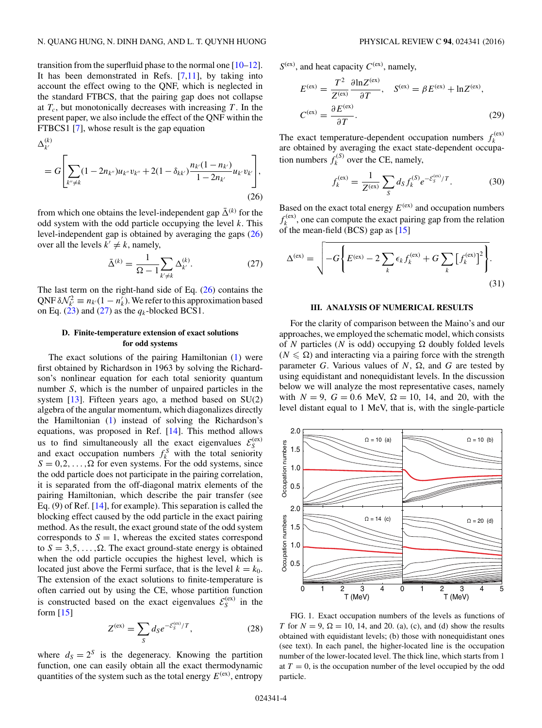transition from the superfluid phase to the normal one [10–12]. It has been demonstrated in Refs. [7,11], by taking into account the effect owing to the QNF, which is neglected in the standard FTBCS, that the pairing gap does not collapse at $T_c$, but monotonically decreases with increasing $T$. In the present paper, we also include the effect of the QNF within the FTBCS1 [7], whose result is the gap equation

$$\Delta_{k'}^{(k)} = G\left[\sum_{k''\neq k}(1-2n_{k''})u_{k''}v_{k''} + 2(1-\delta_{kk'})\frac{n_{k'}(1-n_{k'})}{1-2n_{k'}}u_{k'}v_{k'}\right], \tag{26}$$

from which one obtains the level-independent gap $\bar{\Delta}^{(k)}$ for the odd system with the odd particle occupying the level $k$. This level-independent gap is obtained by averaging the gaps (26) over all the levels $k' \neq k$, namely,

$$\bar{\Delta}^{(k)} = \frac{1}{\Omega-1}\sum_{k'\neq k}\Delta_{k'}^{(k)}. \tag{27}$$

The last term on the right-hand side of Eq. (26) contains the QNF $\delta\mathcal{N}_{k'}^2 \equiv n_{k'}(1-n_{k'}')$. We refer to this approximation based on Eq. (23) and (27) as the $q_k$-blocked BCS1.

### D. Finite-temperature extension of exact solutions for odd systems

The exact solutions of the pairing Hamiltonian (1) were first obtained by Richardson in 1963 by solving the Richardson's nonlinear equation for each total seniority quantum number $S$, which is the number of unpaired particles in the system [13]. Fifteen years ago, a method based on SU(2) algebra of the angular momentum, which diagonalizes directly the Hamiltonian (1) instead of solving the Richardson's equations, was proposed in Ref. [14]. This method allows us to find simultaneously all the exact eigenvalues $\mathcal{E}_S^{(\mathrm{ex})}$ and exact occupation numbers $f_k^S$ with the total seniority $S = 0,2,\ldots,\Omega$ for even systems. For the odd systems, since the odd particle does not participate in the pairing correlation, it is separated from the off-diagonal matrix elements of the pairing Hamiltonian, which describe the pair transfer (see Eq. (9) of Ref. [14], for example). This separation is called the blocking effect caused by the odd particle in the exact pairing method. As the result, the exact ground state of the odd system corresponds to $S = 1$, whereas the excited states correspond to $S = 3,5,\ldots,\Omega$. The exact ground-state energy is obtained when the odd particle occupies the highest level, which is located just above the Fermi surface, that is the level $k = k_0$. The extension of the exact solutions to finite-temperature is often carried out by using the CE, whose partition function is constructed based on the exact eigenvalues $\mathcal{E}_S^{(\mathrm{ex})}$ in the form [15]

$$Z^{(\mathrm{ex})} = \sum_S d_S e^{-\mathcal{E}_S^{(\mathrm{ex})}/T}, \tag{28}$$

where $d_S = 2^S$ is the degeneracy. Knowing the partition function, one can easily obtain all the exact thermodynamic quantities of the system such as the total energy $E^{(\mathrm{ex})}$, entropy $S^{(\mathrm{ex})}$, and heat capacity $C^{(\mathrm{ex})}$, namely,

$$E^{(\mathrm{ex})} = \frac{T^2}{Z^{(\mathrm{ex})}}\frac{\partial \ln Z^{(\mathrm{ex})}}{\partial T}, \quad S^{(\mathrm{ex})} = \beta E^{(\mathrm{ex})} + \ln Z^{(\mathrm{ex})},$$
$$C^{(\mathrm{ex})} = \frac{\partial E^{(\mathrm{ex})}}{\partial T}. \tag{29}$$

The exact temperature-dependent occupation numbers $f_k^{(\mathrm{ex})}$ are obtained by averaging the exact state-dependent occupation numbers $f_k^{(S)}$ over the CE, namely,

$$f_k^{(\mathrm{ex})} = \frac{1}{Z^{(\mathrm{ex})}}\sum_S d_S f_k^{(S)} e^{-\mathcal{E}_S^{(\mathrm{ex})}/T}. \tag{30}$$

Based on the exact total energy $E^{(\mathrm{ex})}$ and occupation numbers $f_k^{(\mathrm{ex})}$, one can compute the exact pairing gap from the relation of the mean-field (BCS) gap as [15]

$$\Delta^{(\mathrm{ex})} = \sqrt{-G\left\{E^{(\mathrm{ex})} - 2\sum_k \epsilon_k f_k^{(\mathrm{ex})} + G\sum_k \left[f_k^{(\mathrm{ex})}\right]^2\right\}}. \tag{31}$$

## III. ANALYSIS OF NUMERICAL RESULTS

For the clarity of comparison between the Maino's and our approaches, we employed the schematic model, which consists of $N$ particles ($N$ is odd) occupying $\Omega$ doubly folded levels ($N \leqslant \Omega$) and interacting via a pairing force with the strength parameter $G$. Various values of $N$, $\Omega$, and $G$ are tested by using equidistant and nonequidistant levels. In the discussion below we will analyze the most representative cases, namely with $N = 9$, $G = 0.6$ MeV, $\Omega = 10$, 14, and 20, with the level distant equal to 1 MeV, that is, with the single-particle

FIG. 1. Exact occupation numbers of the levels as functions of $T$ for $N = 9$, $\Omega = 10$, 14, and 20. (a), (c), and (d) show the results obtained with equidistant levels; (b) those with nonequidistant ones (see text). In each panel, the higher-located line is the occupation number of the lower-located level. The thick line, which starts from 1 at $T = 0$, is the occupation number of the level occupied by the odd particle.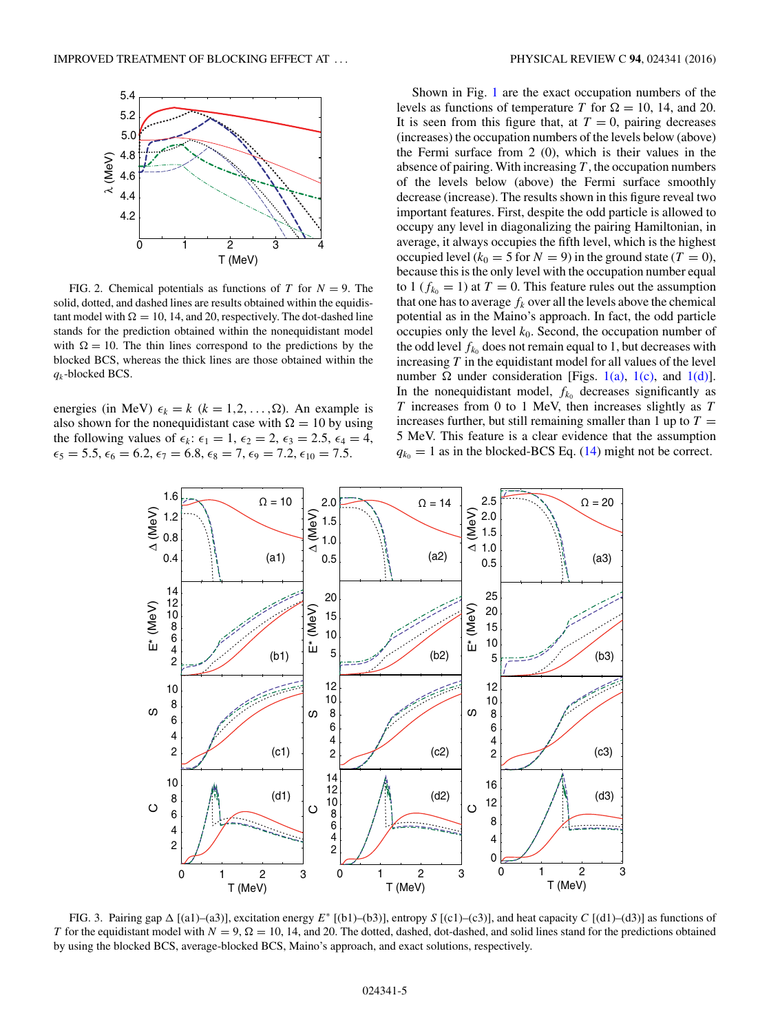FIG. 2. Chemical potentials as functions of $T$ for $N = 9$. The solid, dotted, and dashed lines are results obtained within the equidistant model with $\Omega = 10$, 14, and 20, respectively. The dot-dashed line stands for the prediction obtained within the nonequidistant model with $\Omega = 10$. The thin lines correspond to the predictions by the blocked BCS, whereas the thick lines are those obtained within the $q_k$-blocked BCS.

energies (in MeV) $\epsilon_k = k$ ($k = 1,2,\ldots,\Omega$). An example is also shown for the nonequidistant case with $\Omega = 10$ by using the following values of $\epsilon_k$: $\epsilon_1 = 1$, $\epsilon_2 = 2$, $\epsilon_3 = 2.5$, $\epsilon_4 = 4$, $\epsilon_5 = 5.5$, $\epsilon_6 = 6.2$, $\epsilon_7 = 6.8$, $\epsilon_8 = 7$, $\epsilon_9 = 7.2$, $\epsilon_{10} = 7.5$.

Shown in Fig. 1 are the exact occupation numbers of the levels as functions of temperature $T$ for $\Omega = 10$, 14, and 20. It is seen from this figure that, at $T = 0$, pairing decreases (increases) the occupation numbers of the levels below (above) the Fermi surface from 2 (0), which is their values in the absence of pairing. With increasing $T$, the occupation numbers of the levels below (above) the Fermi surface smoothly decrease (increase). The results shown in this figure reveal two important features. First, despite the odd particle is allowed to occupy any level in diagonalizing the pairing Hamiltonian, in average, it always occupies the fifth level, which is the highest occupied level ($k_0 = 5$ for $N = 9$) in the ground state ($T = 0$), because this is the only level with the occupation number equal to 1 ($f_{k_0} = 1$) at $T = 0$. This feature rules out the assumption that one has to average $f_k$ over all the levels above the chemical potential as in the Maino's approach. In fact, the odd particle occupies only the level $k_0$. Second, the occupation number of the odd level $f_{k_0}$ does not remain equal to 1, but decreases with increasing $T$ in the equidistant model for all values of the level number $\Omega$ under consideration [Figs. 1(a), 1(c), and 1(d)]. In the nonequidistant model, $f_{k_0}$ decreases significantly as $T$ increases from 0 to 1 MeV, then increases slightly as $T$ increases further, but still remaining smaller than 1 up to $T = 5$ MeV. This feature is a clear evidence that the assumption $q_{k_0} = 1$ as in the blocked-BCS Eq. (14) might not be correct.

FIG. 3. Pairing gap $\Delta$ [(a1)–(a3)], excitation energy $E^*$ [(b1)–(b3)], entropy $S$ [(c1)–(c3)], and heat capacity $C$ [(d1)–(d3)] as functions of $T$ for the equidistant model with $N = 9$, $\Omega = 10$, 14, and 20. The dotted, dashed, dot-dashed, and solid lines stand for the predictions obtained by using the blocked BCS, average-blocked BCS, Maino's approach, and exact solutions, respectively.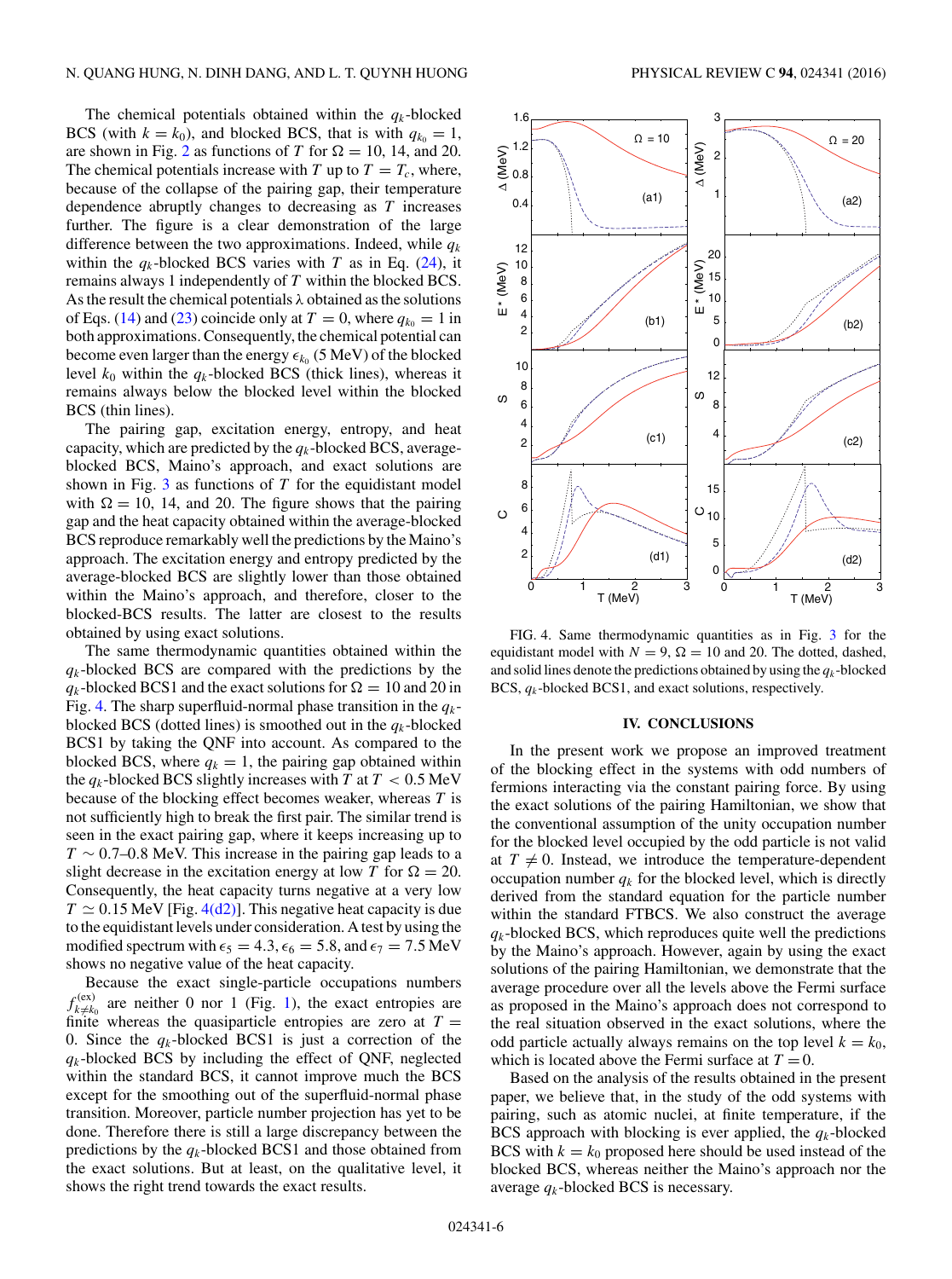The chemical potentials obtained within the $q_k$-blocked BCS (with $k = k_0$), and blocked BCS, that is with $q_{k_0} = 1$, are shown in Fig. 2 as functions of $T$ for $\Omega = 10$, 14, and 20. The chemical potentials increase with $T$ up to $T = T_c$, where, because of the collapse of the pairing gap, their temperature dependence abruptly changes to decreasing as $T$ increases further. The figure is a clear demonstration of the large difference between the two approximations. Indeed, while $q_k$ within the $q_k$-blocked BCS varies with $T$ as in Eq. (24), it remains always 1 independently of $T$ within the blocked BCS. As the result the chemical potentials $\lambda$ obtained as the solutions of Eqs. (14) and (23) coincide only at $T = 0$, where $q_{k_0} = 1$ in both approximations. Consequently, the chemical potential can become even larger than the energy $\epsilon_{k_0}$ (5 MeV) of the blocked level $k_0$ within the $q_k$-blocked BCS (thick lines), whereas it remains always below the blocked level within the blocked BCS (thin lines).

The pairing gap, excitation energy, entropy, and heat capacity, which are predicted by the $q_k$-blocked BCS, average-blocked BCS, Maino's approach, and exact solutions are shown in Fig. 3 as functions of $T$ for the equidistant model with $\Omega = 10$, 14, and 20. The figure shows that the pairing gap and the heat capacity obtained within the average-blocked BCS reproduce remarkably well the predictions by the Maino's approach. The excitation energy and entropy predicted by the average-blocked BCS are slightly lower than those obtained within the Maino's approach, and therefore, closer to the blocked-BCS results. The latter are closest to the results obtained by using exact solutions.

The same thermodynamic quantities obtained within the $q_k$-blocked BCS are compared with the predictions by the $q_k$-blocked BCS1 and the exact solutions for $\Omega = 10$ and 20 in Fig. 4. The sharp superfluid-normal phase transition in the $q_k$-blocked BCS (dotted lines) is smoothed out in the $q_k$-blocked BCS1 by taking the QNF into account. As compared to the blocked BCS, where $q_k = 1$, the pairing gap obtained within the $q_k$-blocked BCS slightly increases with $T$ at $T < 0.5$ MeV because of the blocking effect becomes weaker, whereas $T$ is not sufficiently high to break the first pair. The similar trend is seen in the exact pairing gap, where it keeps increasing up to $T \sim 0.7$–0.8 MeV. This increase in the pairing gap leads to a slight decrease in the excitation energy at low $T$ for $\Omega = 20$. Consequently, the heat capacity turns negative at a very low $T \simeq 0.15$ MeV [Fig. 4(d2)]. This negative heat capacity is due to the equidistant levels under consideration. A test by using the modified spectrum with $\epsilon_5 = 4.3$, $\epsilon_6 = 5.8$, and $\epsilon_7 = 7.5$ MeV shows no negative value of the heat capacity.

Because the exact single-particle occupations numbers $f^{(\mathrm{ex})}_{k \neq k_0}$ are neither 0 nor 1 (Fig. 1), the exact entropies are finite whereas the quasiparticle entropies are zero at $T = 0$. Since the $q_k$-blocked BCS1 is just a correction of the $q_k$-blocked BCS by including the effect of QNF, neglected within the standard BCS, it cannot improve much the BCS except for the smoothing out of the superfluid-normal phase transition. Moreover, particle number projection has yet to be done. Therefore there is still a large discrepancy between the predictions by the $q_k$-blocked BCS1 and those obtained from the exact solutions. But at least, on the qualitative level, it shows the right trend towards the exact results.

FIG. 4. Same thermodynamic quantities as in Fig. 3 for the equidistant model with $N = 9$, $\Omega = 10$ and 20. The dotted, dashed, and solid lines denote the predictions obtained by using the $q_k$-blocked BCS, $q_k$-blocked BCS1, and exact solutions, respectively.

## IV. CONCLUSIONS

In the present work we propose an improved treatment of the blocking effect in the systems with odd numbers of fermions interacting via the constant pairing force. By using the exact solutions of the pairing Hamiltonian, we show that the conventional assumption of the unity occupation number for the blocked level occupied by the odd particle is not valid at $T \neq 0$. Instead, we introduce the temperature-dependent occupation number $q_k$ for the blocked level, which is directly derived from the standard equation for the particle number within the standard FTBCS. We also construct the average $q_k$-blocked BCS, which reproduces quite well the predictions by the Maino's approach. However, again by using the exact solutions of the pairing Hamiltonian, we demonstrate that the average procedure over all the levels above the Fermi surface as proposed in the Maino's approach does not correspond to the real situation observed in the exact solutions, where the odd particle actually always remains on the top level $k = k_0$, which is located above the Fermi surface at $T = 0$.

Based on the analysis of the results obtained in the present paper, we believe that, in the study of the odd systems with pairing, such as atomic nuclei, at finite temperature, if the BCS approach with blocking is ever applied, the $q_k$-blocked BCS with $k = k_0$ proposed here should be used instead of the blocked BCS, whereas neither the Maino's approach nor the average $q_k$-blocked BCS is necessary.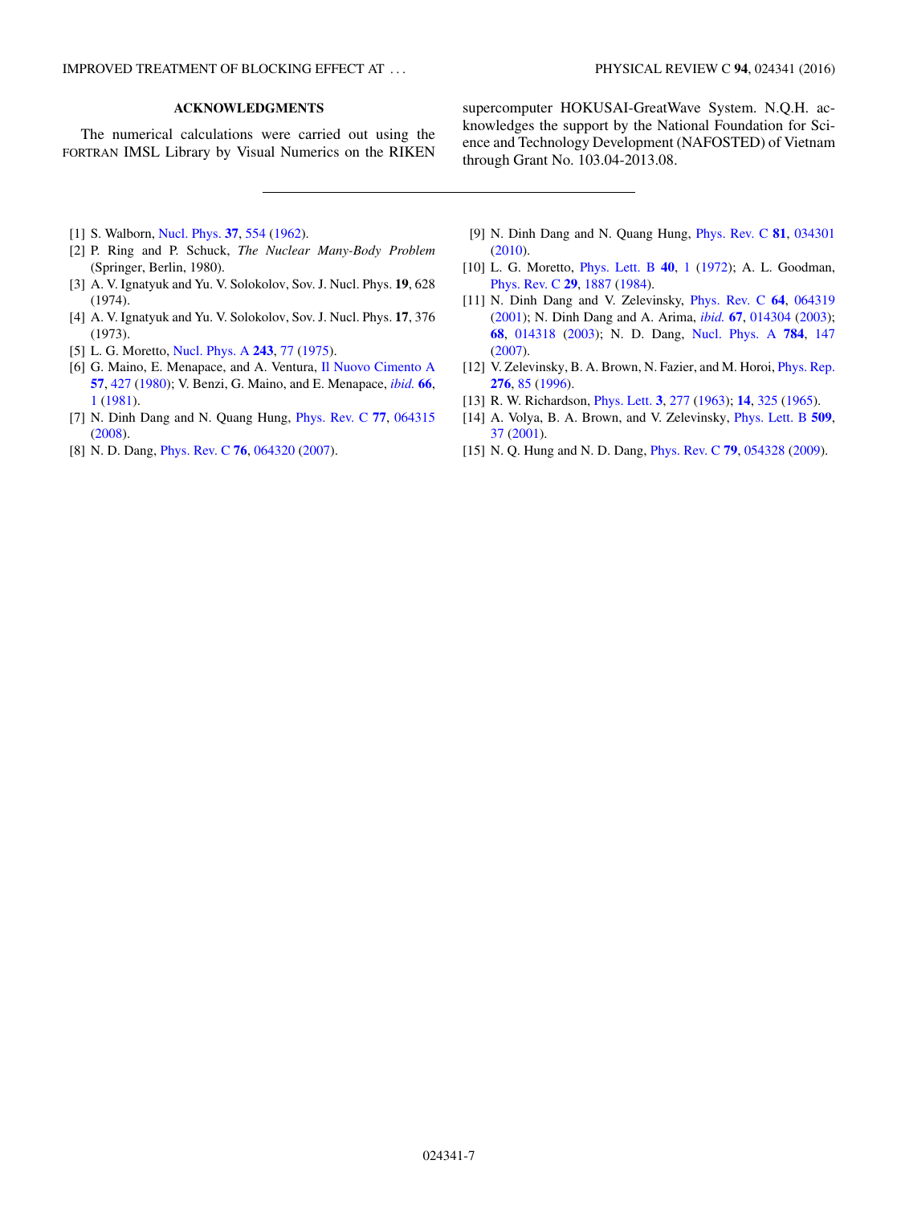## ACKNOWLEDGMENTS

The numerical calculations were carried out using the FORTRAN IMSL Library by Visual Numerics on the RIKEN supercomputer HOKUSAI-GreatWave System. N.Q.H. acknowledges the support by the National Foundation for Science and Technology Development (NAFOSTED) of Vietnam through Grant No. 103.04-2013.08.

---

[1] S. Walborn, Nucl. Phys. **37**, 554 (1962).

[2] P. Ring and P. Schuck, *The Nuclear Many-Body Problem* (Springer, Berlin, 1980).

[3] A. V. Ignatyuk and Yu. V. Solokolov, Sov. J. Nucl. Phys. **19**, 628 (1974).

[4] A. V. Ignatyuk and Yu. V. Solokolov, Sov. J. Nucl. Phys. **17**, 376 (1973).

[5] L. G. Moretto, Nucl. Phys. A **243**, 77 (1975).

[6] G. Maino, E. Menapace, and A. Ventura, Il Nuovo Cimento A **57**, 427 (1980); V. Benzi, G. Maino, and E. Menapace, *ibid.* **66**, 1 (1981).

[7] N. Dinh Dang and N. Quang Hung, Phys. Rev. C **77**, 064315 (2008).

[8] N. D. Dang, Phys. Rev. C **76**, 064320 (2007).

[9] N. Dinh Dang and N. Quang Hung, Phys. Rev. C **81**, 034301 (2010).

[10] L. G. Moretto, Phys. Lett. B **40**, 1 (1972); A. L. Goodman, Phys. Rev. C **29**, 1887 (1984).

[11] N. Dinh Dang and V. Zelevinsky, Phys. Rev. C **64**, 064319 (2001); N. Dinh Dang and A. Arima, *ibid.* **67**, 014304 (2003); **68**, 014318 (2003); N. D. Dang, Nucl. Phys. A **784**, 147 (2007).

[12] V. Zelevinsky, B. A. Brown, N. Fazier, and M. Horoi, Phys. Rep. **276**, 85 (1996).

[13] R. W. Richardson, Phys. Lett. **3**, 277 (1963); **14**, 325 (1965).

[14] A. Volya, B. A. Brown, and V. Zelevinsky, Phys. Lett. B **509**, 37 (2001).

[15] N. Q. Hung and N. D. Dang, Phys. Rev. C **79**, 054328 (2009).